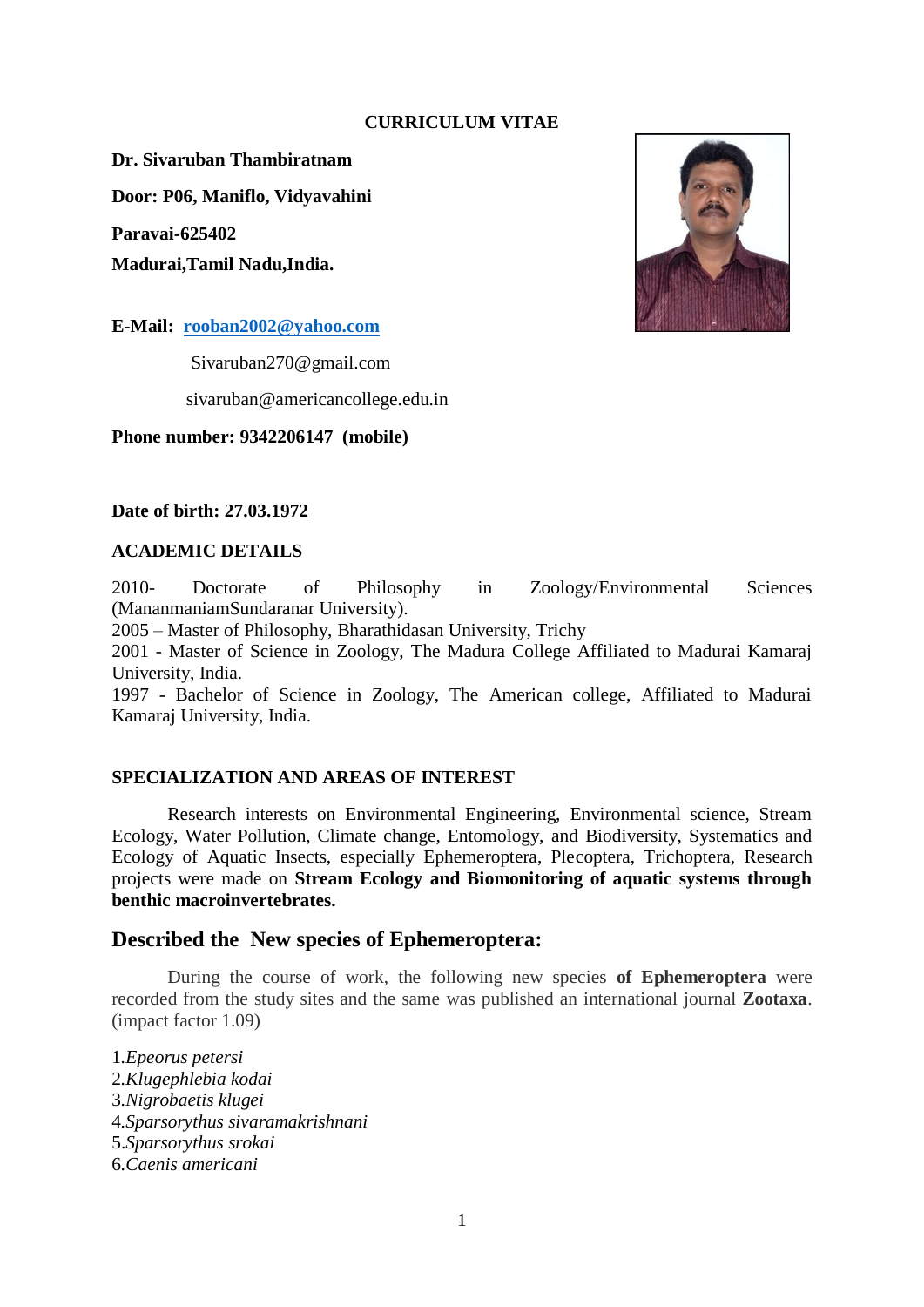# CURRICULUM VITAE

**Dr. Sivaruban Thambiratnam**

**Door: P06, Maniflo, Vidyavahini**

**Paravai-625402**

**Madurai,Tamil Nadu,India.**

**E-Mail:** **rooban2002@yahoo.com**

Sivaruban270@gmail.com

sivaruban@americancollege.edu.in

**Phone number: 9342206147 (mobile)**

**Date of birth: 27.03.1972**

## ACADEMIC DETAILS

2010- Doctorate of Philosophy in Zoology/Environmental Sciences (ManamaniamSundaranar University).
2005 – Master of Philosophy, Bharathidasan University, Trichy
2001 - Master of Science in Zoology, The Madura College Affiliated to Madurai Kamaraj University, India.
1997 - Bachelor of Science in Zoology, The American college, Affiliated to Madurai Kamaraj University, India.

## SPECIALIZATION AND AREAS OF INTEREST

Research interests on Environmental Engineering, Environmental science, Stream Ecology, Water Pollution, Climate change, Entomology, and Biodiversity, Systematics and Ecology of Aquatic Insects, especially Ephemeroptera, Plecoptera, Trichoptera, Research projects were made on **Stream Ecology and Biomonitoring of aquatic systems through benthic macroinvertebrates.**

## Described the New species of Ephemeroptera:

During the course of work, the following new species **of Ephemeroptera** were recorded from the study sites and the same was published an international journal **Zootaxa**. (impact factor 1.09)

1.*Epeorus petersi*
2.*Klugephlebia kodai*
3.*Nigrobaetis klugei*
4.*Sparsorythus sivaramakrishnani*
5.*Sparsorythus srokai*
6.*Caenis americani*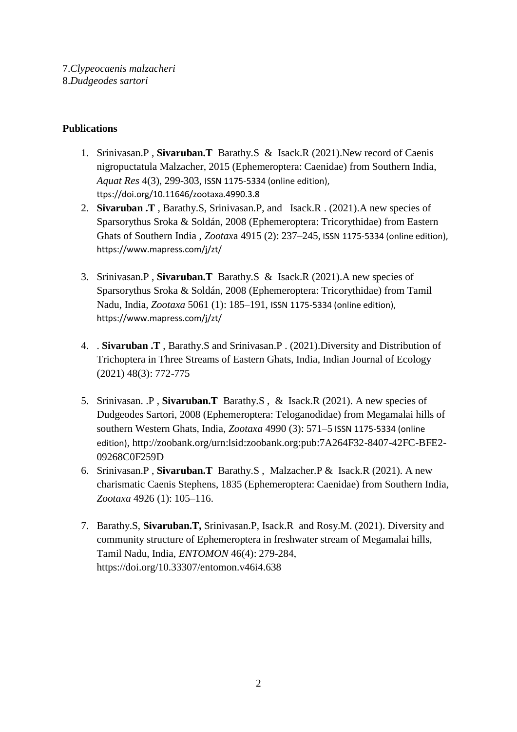7.*Clypeocaenis malzacheri*
8.*Dudgeodes sartori*

**Publications**

1. Srinivasan.P , **Sivaruban.T** Barathy.S & Isack.R (2021).New record of Caenis nigropuctatula Malzacher, 2015 (Ephemeroptera: Caenidae) from Southern India, *Aquat Res* 4(3), 299-303, ISSN 1175-5334 (online edition), ttps://doi.org/10.11646/zootaxa.4990.3.8
2. **Sivaruban .T** , Barathy.S, Srinivasan.P, and Isack.R . (2021).A new species of Sparsorythus Sroka & Soldán, 2008 (Ephemeroptera: Tricorythidae) from Eastern Ghats of Southern India , *Zootax*a 4915 (2): 237–245, ISSN 1175-5334 (online edition), https://www.mapress.com/j/zt/
3. Srinivasan.P , **Sivaruban.T** Barathy.S & Isack.R (2021).A new species of Sparsorythus Sroka & Soldán, 2008 (Ephemeroptera: Tricorythidae) from Tamil Nadu, India, *Zootaxa* 5061 (1): 185–191, ISSN 1175-5334 (online edition), https://www.mapress.com/j/zt/
4. . **Sivaruban .T** , Barathy.S and Srinivasan.P . (2021).Diversity and Distribution of Trichoptera in Three Streams of Eastern Ghats, India, Indian Journal of Ecology (2021) 48(3): 772-775
5. Srinivasan. .P , **Sivaruban.T** Barathy.S , & Isack.R (2021). A new species of Dudgeodes Sartori, 2008 (Ephemeroptera: Teloganodidae) from Megamalai hills of southern Western Ghats, India, *Zootaxa* 4990 (3): 571–5 ISSN 1175-5334 (online edition), http://zoobank.org/urn:lsid:zoobank.org:pub:7A264F32-8407-42FC-BFE2-09268C0F259D
6. Srinivasan.P , **Sivaruban.T** Barathy.S , Malzacher.P & Isack.R (2021). A new charismatic Caenis Stephens, 1835 (Ephemeroptera: Caenidae) from Southern India, *Zootaxa* 4926 (1): 105–116.
7. Barathy.S, **Sivaruban.T,** Srinivasan.P, Isack.R and Rosy.M. (2021). Diversity and community structure of Ephemeroptera in freshwater stream of Megamalai hills, Tamil Nadu, India, *ENTOMON* 46(4): 279-284, https://doi.org/10.33307/entomon.v46i4.638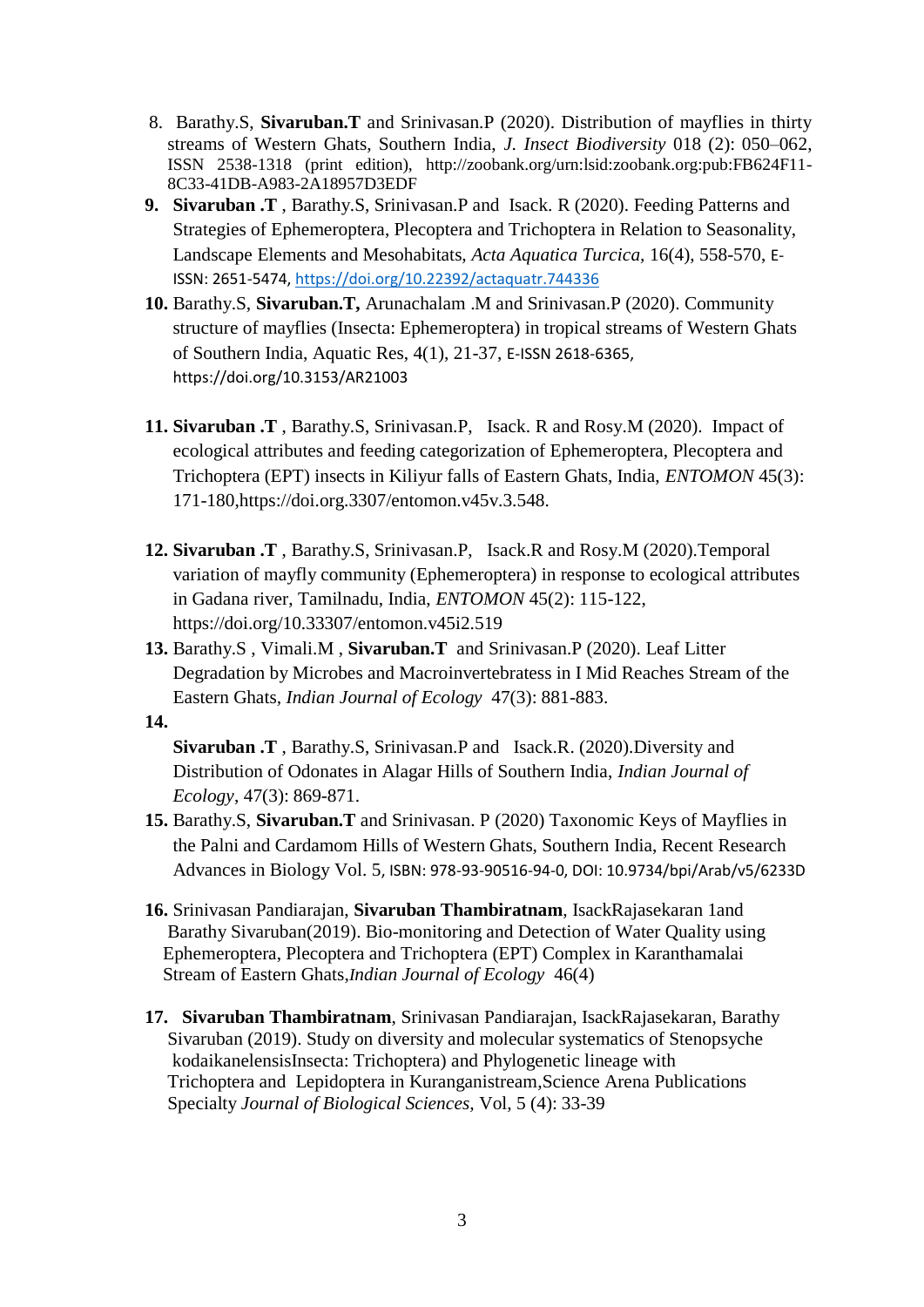8. Barathy.S, **Sivaruban.T** and Srinivasan.P (2020). Distribution of mayflies in thirty streams of Western Ghats, Southern India, *J. Insect Biodiversity* 018 (2): 050–062, ISSN 2538-1318 (print edition), http://zoobank.org/urn:lsid:zoobank.org:pub:FB624F11-8C33-41DB-A983-2A18957D3EDF

**9.** **Sivaruban .T** , Barathy.S, Srinivasan.P and Isack. R (2020). Feeding Patterns and Strategies of Ephemeroptera, Plecoptera and Trichoptera in Relation to Seasonality, Landscape Elements and Mesohabitats, *Acta Aquatica Turcica*, 16(4), 558-570, E-ISSN: 2651-5474, https://doi.org/10.22392/actaquatr.744336

**10.** Barathy.S, **Sivaruban.T,** Arunachalam .M and Srinivasan.P (2020). Community structure of mayflies (Insecta: Ephemeroptera) in tropical streams of Western Ghats of Southern India, Aquatic Res, 4(1), 21-37, E-ISSN 2618-6365, https://doi.org/10.3153/AR21003

**11.** **Sivaruban .T** , Barathy.S, Srinivasan.P, Isack. R and Rosy.M (2020). Impact of ecological attributes and feeding categorization of Ephemeroptera, Plecoptera and Trichoptera (EPT) insects in Kiliyur falls of Eastern Ghats, India, *ENTOMON* 45(3): 171-180,https://doi.org.3307/entomon.v45v.3.548.

**12.** **Sivaruban .T** , Barathy.S, Srinivasan.P, Isack.R and Rosy.M (2020).Temporal variation of mayfly community (Ephemeroptera) in response to ecological attributes in Gadana river, Tamilnadu, India, *ENTOMON* 45(2): 115-122, https://doi.org/10.33307/entomon.v45i2.519

**13.** Barathy.S , Vimali.M , **Sivaruban.T** and Srinivasan.P (2020). Leaf Litter Degradation by Microbes and Macroinvertebratess in I Mid Reaches Stream of the Eastern Ghats, *Indian Journal of Ecology* 47(3): 881-883.

**14.**

**Sivaruban .T** , Barathy.S, Srinivasan.P and Isack.R. (2020).Diversity and Distribution of Odonates in Alagar Hills of Southern India, *Indian Journal of Ecology*, 47(3): 869-871.

**15.** Barathy.S, **Sivaruban.T** and Srinivasan. P (2020) Taxonomic Keys of Mayflies in the Palni and Cardamom Hills of Western Ghats, Southern India, Recent Research Advances in Biology Vol. 5, ISBN: 978-93-90516-94-0, DOI: 10.9734/bpi/Arab/v5/6233D

**16.** Srinivasan Pandiarajan, **Sivaruban Thambiratnam**, IsackRajasekaran 1and Barathy Sivaruban(2019). Bio-monitoring and Detection of Water Quality using Ephemeroptera, Plecoptera and Trichoptera (EPT) Complex in Karanthamalai Stream of Eastern Ghats,*Indian Journal of Ecology* 46(4)

**17.** **Sivaruban Thambiratnam**, Srinivasan Pandiarajan, IsackRajasekaran, Barathy Sivaruban (2019). Study on diversity and molecular systematics of Stenopsyche kodaikanelensisInsecta: Trichoptera) and Phylogenetic lineage with Trichoptera and Lepidoptera in Kuranganistream,Science Arena Publications Specialty *Journal of Biological Sciences*, Vol, 5 (4): 33-39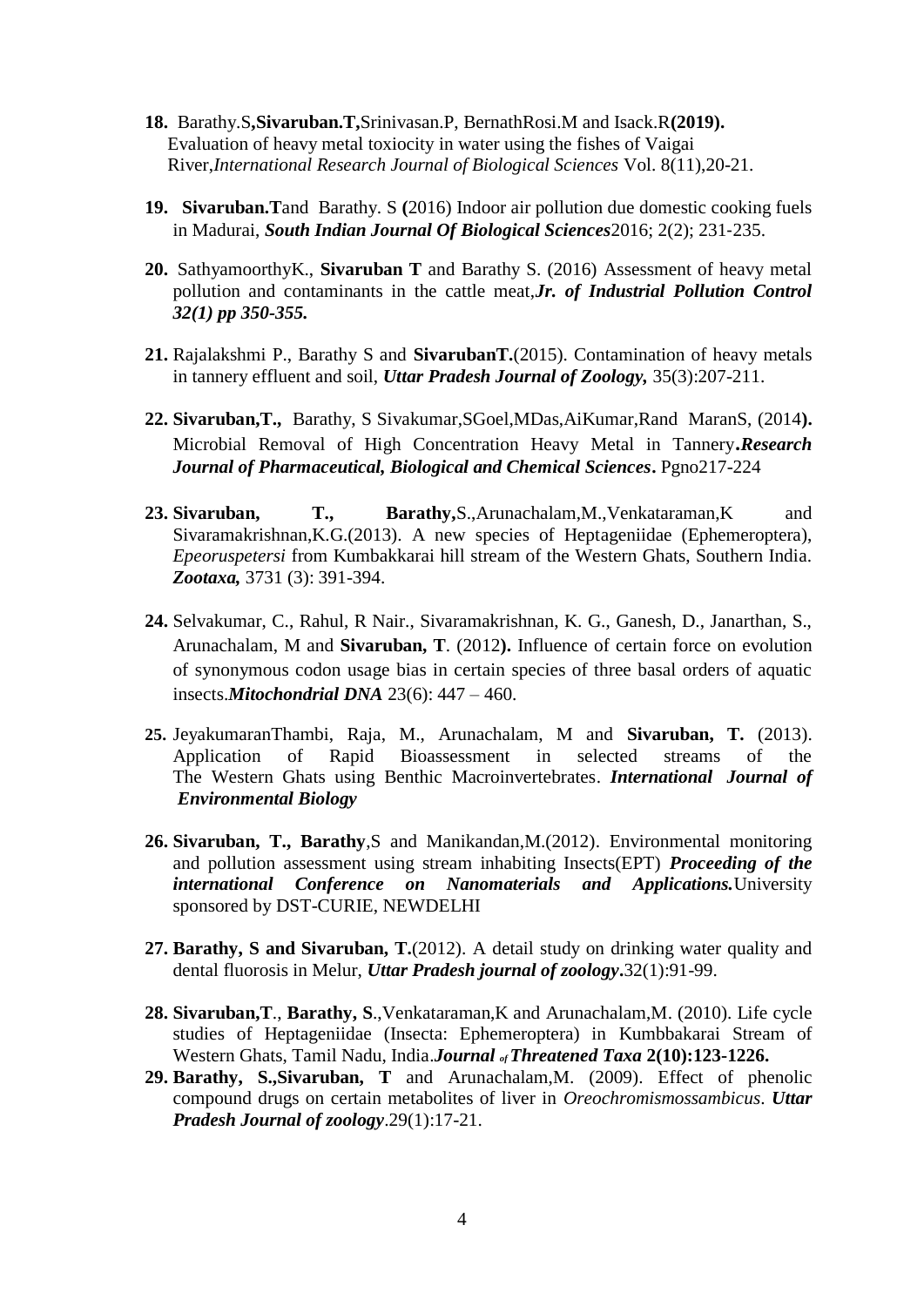18. Barathy.S**,Sivaruban.T,**Srinivasan.P, BernathRosi.M and Isack.R**(2019).** Evaluation of heavy metal toxiocity in water using the fishes of Vaigai River,*International Research Journal of Biological Sciences* Vol. 8(11),20-21.

19. **Sivaruban.T**and Barathy. S **(**2016) Indoor air pollution due domestic cooking fuels in Madurai, ***South Indian Journal Of Biological Sciences***2016; 2(2); 231-235.

20. SathyamoorthyK., **Sivaruban T** and Barathy S. (2016) Assessment of heavy metal pollution and contaminants in the cattle meat,***Jr. of Industrial Pollution Control 32(1) pp 350-355.***

21. Rajalakshmi P., Barathy S and **SivarubanT.**(2015). Contamination of heavy metals in tannery effluent and soil, ***Uttar Pradesh Journal of Zoology,*** 35(3):207-211.

22. **Sivaruban,T.,** Barathy, S Sivakumar,SGoel,MDas,AiKumar,Rand MaranS, (2014**).** Microbial Removal of High Concentration Heavy Metal in Tannery**.*Research Journal of Pharmaceutical, Biological and Chemical Sciences*.** Pgno217-224

23. **Sivaruban, T., Barathy,**S.,Arunachalam,M.,Venkataraman,K and Sivaramakrishnan,K.G.(2013). A new species of Heptageniidae (Ephemeroptera), *Epeoruspetersi* from Kumbakkarai hill stream of the Western Ghats, Southern India. ***Zootaxa,*** 3731 (3): 391-394.

24. Selvakumar, C., Rahul, R Nair., Sivaramakrishnan, K. G., Ganesh, D., Janarthan, S., Arunachalam, M and **Sivaruban, T**. (2012**).** Influence of certain force on evolution of synonymous codon usage bias in certain species of three basal orders of aquatic insects.***Mitochondrial DNA*** 23(6): 447 – 460.

25. JeyakumaranThambi, Raja, M., Arunachalam, M and **Sivaruban, T.** (2013). Application of Rapid Bioassessment in selected streams of the The Western Ghats using Benthic Macroinvertebrates. ***International Journal of Environmental Biology***

26. **Sivaruban, T., Barathy**,S and Manikandan,M.(2012). Environmental monitoring and pollution assessment using stream inhabiting Insects(EPT) ***Proceeding of the international Conference on Nanomaterials and Applications.***University sponsored by DST-CURIE, NEWDELHI

27. **Barathy, S and Sivaruban, T.**(2012). A detail study on drinking water quality and dental fluorosis in Melur, ***Uttar Pradesh journal of zoology*.**32(1):91-99.

28. **Sivaruban,T**., **Barathy, S**.,Venkataraman,K and Arunachalam,M. (2010). Life cycle studies of Heptageniidae (Insecta: Ephemeroptera) in Kumbbakarai Stream of Western Ghats, Tamil Nadu, India.***Journal of Threatened Taxa* 2(10):123-1226.**

29. **Barathy, S.,Sivaruban, T** and Arunachalam,M. (2009). Effect of phenolic compound drugs on certain metabolites of liver in *Oreochromismossambicus*. ***Uttar Pradesh Journal of zoology***.29(1):17-21.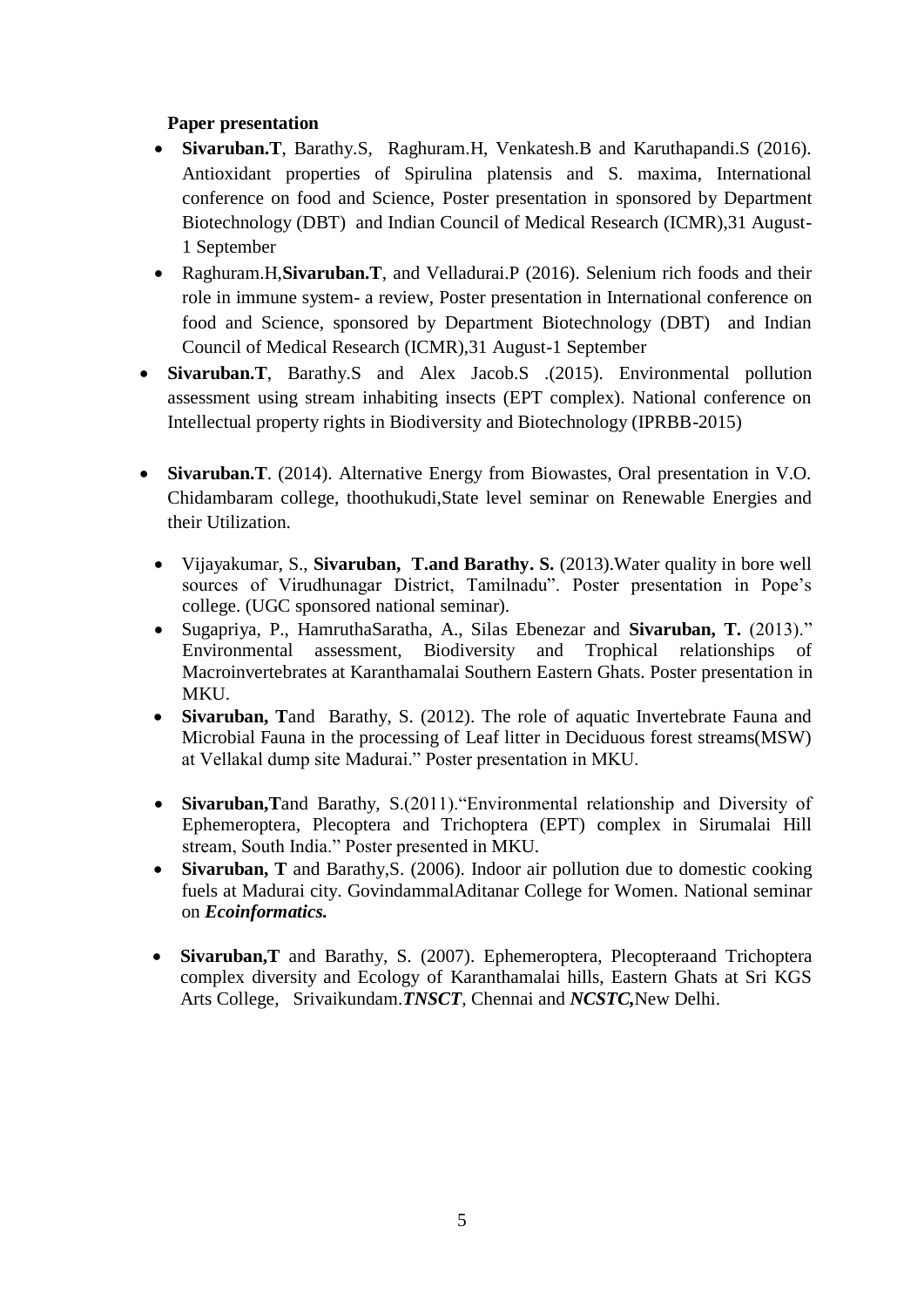**Paper presentation**

- **Sivaruban.T**, Barathy.S, Raghuram.H, Venkatesh.B and Karuthapandi.S (2016). Antioxidant properties of Spirulina platensis and S. maxima, International conference on food and Science, Poster presentation in sponsored by Department Biotechnology (DBT) and Indian Council of Medical Research (ICMR),31 August-1 September
- Raghuram.H,**Sivaruban.T**, and Velladurai.P (2016). Selenium rich foods and their role in immune system- a review, Poster presentation in International conference on food and Science, sponsored by Department Biotechnology (DBT) and Indian Council of Medical Research (ICMR),31 August-1 September
- **Sivaruban.T**, Barathy.S and Alex Jacob.S .(2015). Environmental pollution assessment using stream inhabiting insects (EPT complex). National conference on Intellectual property rights in Biodiversity and Biotechnology (IPRBB-2015)
- **Sivaruban.T**. (2014). Alternative Energy from Biowastes, Oral presentation in V.O. Chidambaram college, thoothukudi,State level seminar on Renewable Energies and their Utilization.
- Vijayakumar, S., **Sivaruban, T.and Barathy. S.** (2013).Water quality in bore well sources of Virudhunagar District, Tamilnadu". Poster presentation in Pope's college. (UGC sponsored national seminar).
- Sugapriya, P., HamruthaSaratha, A., Silas Ebenezar and **Sivaruban, T.** (2013)." Environmental assessment, Biodiversity and Trophical relationships of Macroinvertebrates at Karanthamalai Southern Eastern Ghats. Poster presentation in MKU.
- **Sivaruban, T**and Barathy, S. (2012). The role of aquatic Invertebrate Fauna and Microbial Fauna in the processing of Leaf litter in Deciduous forest streams(MSW) at Vellakal dump site Madurai." Poster presentation in MKU.
- **Sivaruban,T**and Barathy, S.(2011)."Environmental relationship and Diversity of Ephemeroptera, Plecoptera and Trichoptera (EPT) complex in Sirumalai Hill stream, South India." Poster presented in MKU.
- **Sivaruban, T** and Barathy,S. (2006). Indoor air pollution due to domestic cooking fuels at Madurai city. GovindammalAditanar College for Women. National seminar on ***Ecoinformatics.***
- **Sivaruban,T** and Barathy, S. (2007). Ephemeroptera, Plecopteraand Trichoptera complex diversity and Ecology of Karanthamalai hills, Eastern Ghats at Sri KGS Arts College, Srivaikundam.***TNSCT***, Chennai and ***NCSTC,***New Delhi.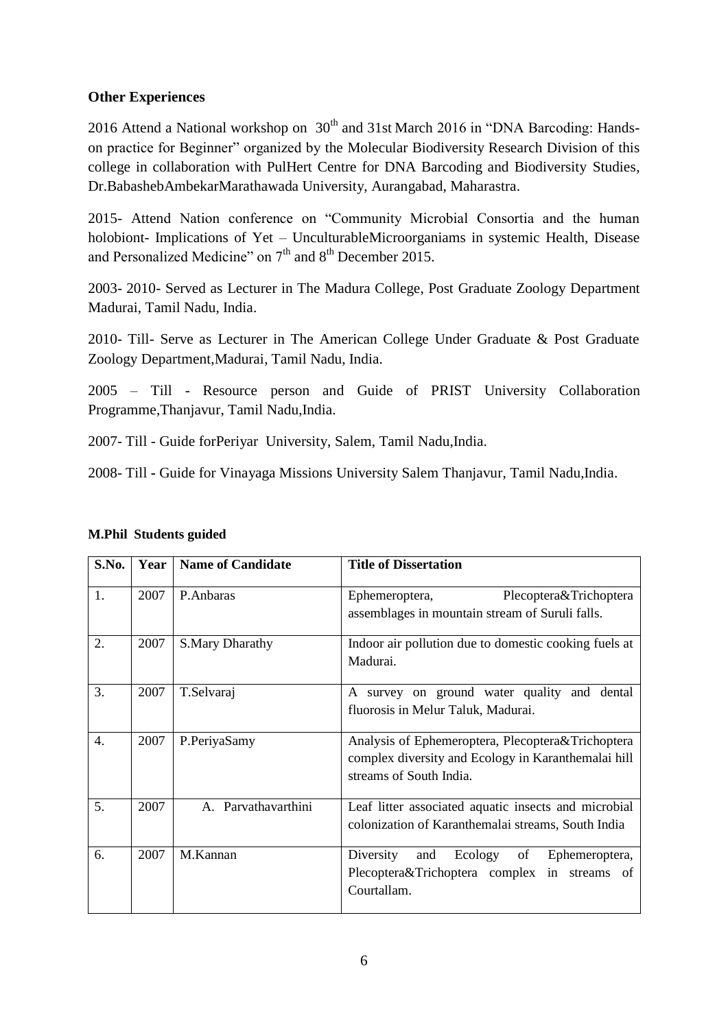## Other Experiences

2016 Attend a National workshop on 30th and 31st March 2016 in "DNA Barcoding: Hands-on practice for Beginner" organized by the Molecular Biodiversity Research Division of this college in collaboration with PulHert Centre for DNA Barcoding and Biodiversity Studies, Dr.BabashebAmbekarMarathawada University, Aurangabad, Maharastra.

2015- Attend Nation conference on "Community Microbial Consortia and the human holobiont- Implications of Yet – UnculturableMicroorganiams in systemic Health, Disease and Personalized Medicine" on 7th and 8th December 2015.

2003- 2010- Served as Lecturer in The Madura College, Post Graduate Zoology Department Madurai, Tamil Nadu, India.

2010- Till- Serve as Lecturer in The American College Under Graduate & Post Graduate Zoology Department,Madurai, Tamil Nadu, India.

2005 – Till - Resource person and Guide of PRIST University Collaboration Programme,Thanjavur, Tamil Nadu,India.

2007- Till - Guide forPeriyar University, Salem, Tamil Nadu,India.

2008- Till - Guide for Vinayaga Missions University Salem Thanjavur, Tamil Nadu,India.

**M.Phil Students guided**

| S.No. | Year | Name of Candidate | Title of Dissertation |
|---|---|---|---|
| 1. | 2007 | P.Anbaras | Ephemeroptera, Plecoptera&Trichoptera assemblages in mountain stream of Suruli falls. |
| 2. | 2007 | S.Mary Dharathy | Indoor air pollution due to domestic cooking fuels at Madurai. |
| 3. | 2007 | T.Selvaraj | A survey on ground water quality and dental fluorosis in Melur Taluk, Madurai. |
| 4. | 2007 | P.PeriyaSamy | Analysis of Ephemeroptera, Plecoptera&Trichoptera complex diversity and Ecology in Karanthemalai hill streams of South India. |
| 5. | 2007 | A. Parvathavarthini | Leaf litter associated aquatic insects and microbial colonization of Karanthemalai streams, South India |
| 6. | 2007 | M.Kannan | Diversity and Ecology of Ephemeroptera, Plecoptera&Trichoptera complex in streams of Courtallam. |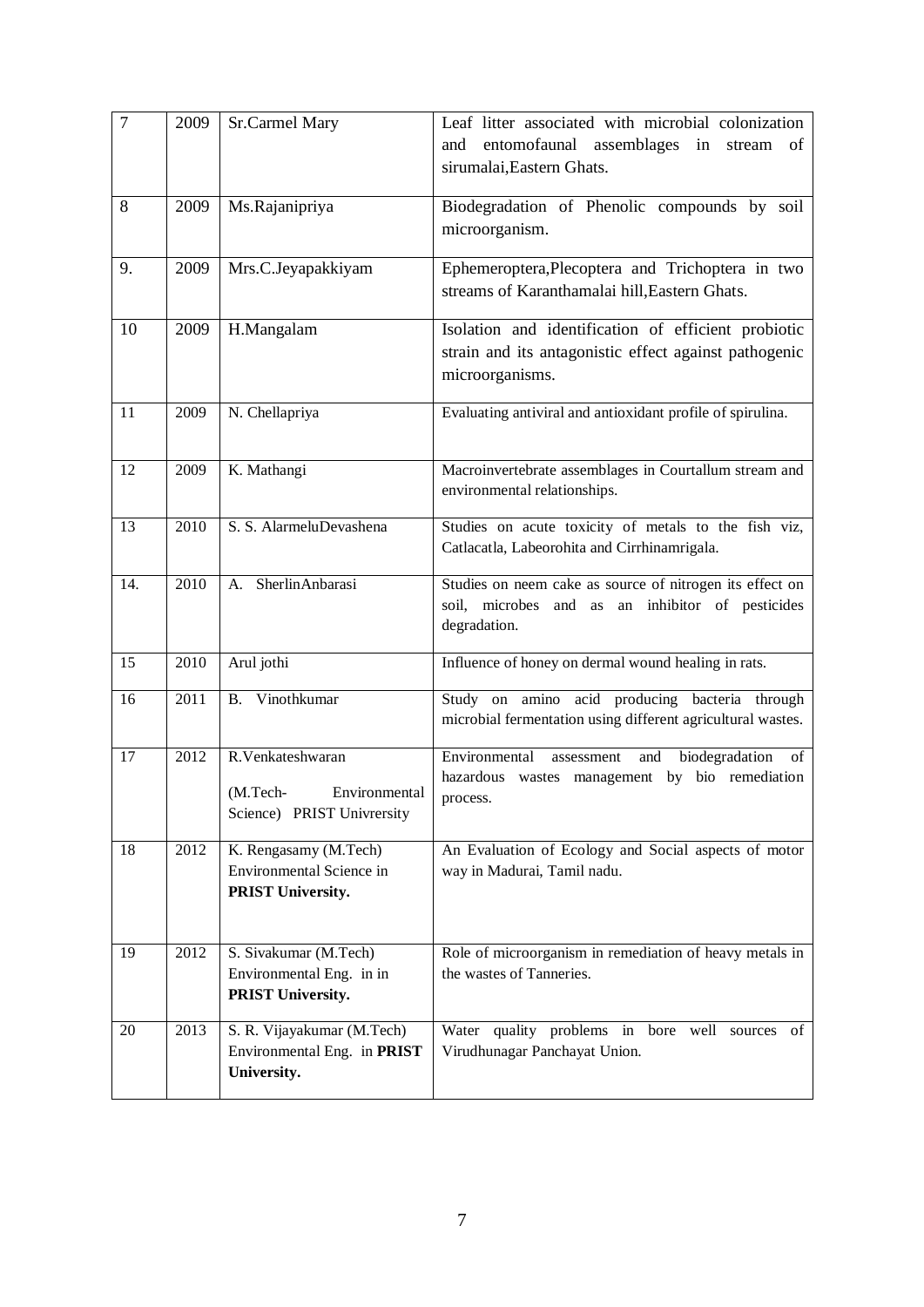| 7 | 2009 | Sr.Carmel Mary | Leaf litter associated with microbial colonization and entomofaunal assemblages in stream of sirumalai,Eastern Ghats. |
|---|---|---|---|
| 8 | 2009 | Ms.Rajanipriya | Biodegradation of Phenolic compounds by soil microorganism. |
| 9. | 2009 | Mrs.C.Jeyapakkiyam | Ephemeroptera,Plecoptera and Trichoptera in two streams of Karanthamalai hill,Eastern Ghats. |
| 10 | 2009 | H.Mangalam | Isolation and identification of efficient probiotic strain and its antagonistic effect against pathogenic microorganisms. |
| 11 | 2009 | N. Chellapriya | Evaluating antiviral and antioxidant profile of spirulina. |
| 12 | 2009 | K. Mathangi | Macroinvertebrate assemblages in Courtallum stream and environmental relationships. |
| 13 | 2010 | S. S. AlarmeluDevashena | Studies on acute toxicity of metals to the fish viz, Catlacatla, Labeorohita and Cirrhinamrigala. |
| 14. | 2010 | A. SherlinAnbarasi | Studies on neem cake as source of nitrogen its effect on soil, microbes and as an inhibitor of pesticides degradation. |
| 15 | 2010 | Arul jothi | Influence of honey on dermal wound healing in rats. |
| 16 | 2011 | B. Vinothkumar | Study on amino acid producing bacteria through microbial fermentation using different agricultural wastes. |
| 17 | 2012 | R.Venkateshwaran (M.Tech- Environmental Science) PRIST Univrersity | Environmental assessment and biodegradation of hazardous wastes management by bio remediation process. |
| 18 | 2012 | K. Rengasamy (M.Tech) Environmental Science in **PRIST University.** | An Evaluation of Ecology and Social aspects of motor way in Madurai, Tamil nadu. |
| 19 | 2012 | S. Sivakumar (M.Tech) Environmental Eng. in in **PRIST University.** | Role of microorganism in remediation of heavy metals in the wastes of Tanneries. |
| 20 | 2013 | S. R. Vijayakumar (M.Tech) Environmental Eng. in **PRIST University.** | Water quality problems in bore well sources of Virudhunagar Panchayat Union. |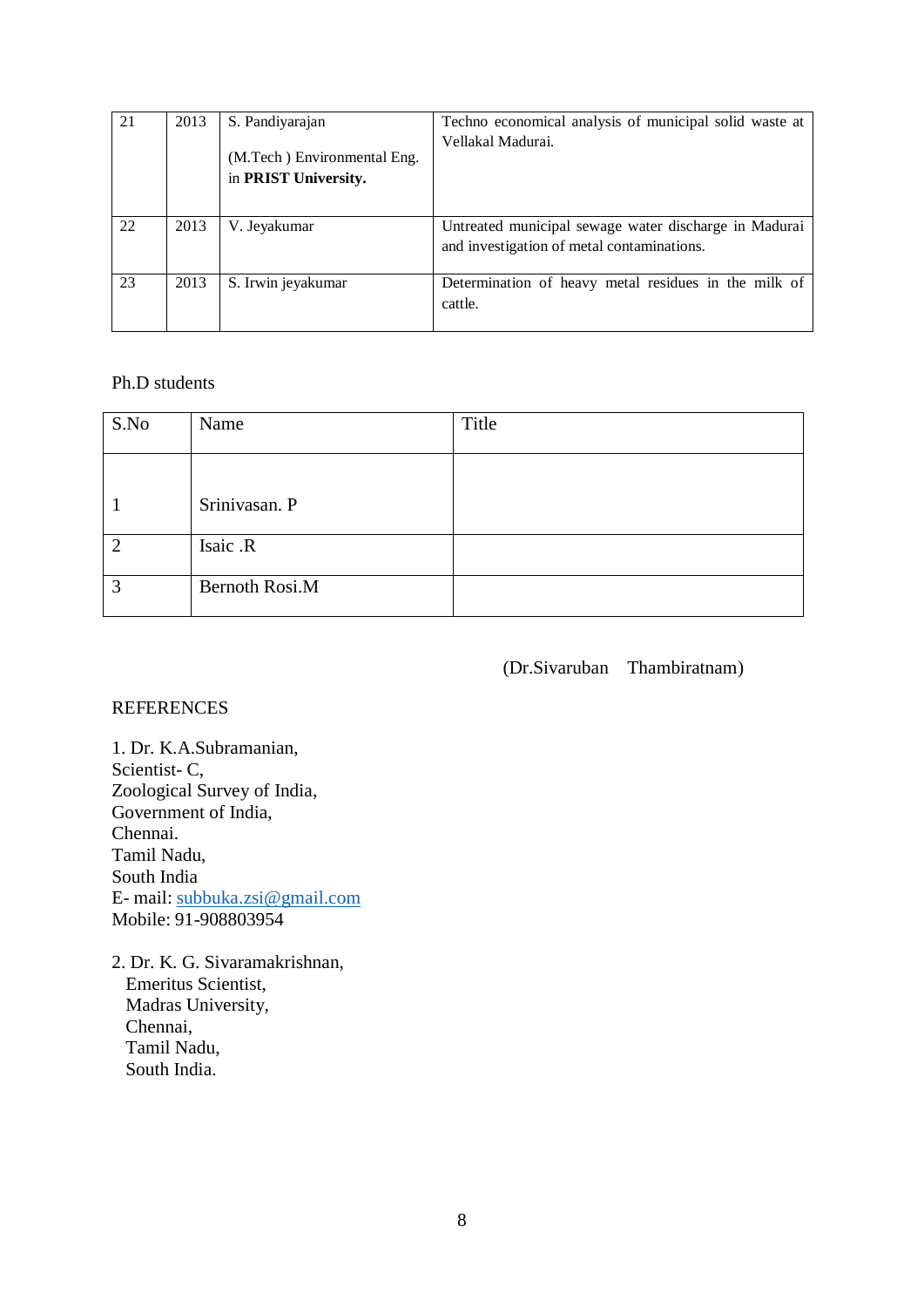| 21 | 2013 | S. Pandiyarajan<br><br>(M.Tech ) Environmental Eng. in **PRIST University.** | Techno economical analysis of municipal solid waste at Vellakal Madurai. |
|---|---|---|---|
| 22 | 2013 | V. Jeyakumar | Untreated municipal sewage water discharge in Madurai and investigation of metal contaminations. |
| 23 | 2013 | S. Irwin jeyakumar | Determination of heavy metal residues in the milk of cattle. |

Ph.D students

| S.No | Name | Title |
|---|---|---|
| 1 | Srinivasan. P | |
| 2 | Isaic .R | |
| 3 | Bernoth Rosi.M | |

(Dr.Sivaruban Thambiratnam)

REFERENCES

1. Dr. K.A.Subramanian,
Scientist- C,
Zoological Survey of India,
Government of India,
Chennai.
Tamil Nadu,
South India
E- mail: subbuka.zsi@gmail.com
Mobile: 91-908803954

2. Dr. K. G. Sivaramakrishnan,
Emeritus Scientist,
Madras University,
Chennai,
Tamil Nadu,
South India.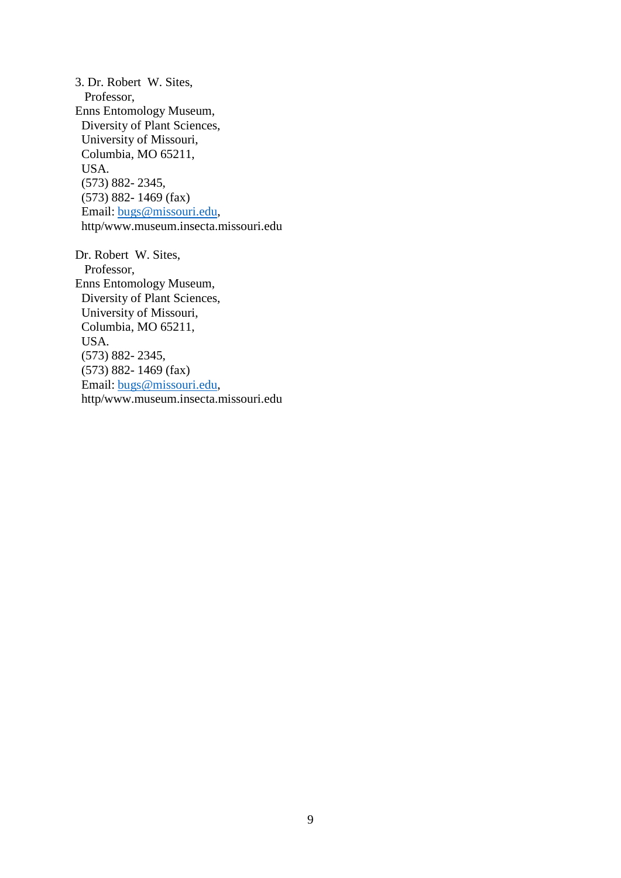3. Dr. Robert W. Sites,  
Professor,  
Enns Entomology Museum,  
Diversity of Plant Sciences,  
University of Missouri,  
Columbia, MO 65211,  
USA.  
(573) 882- 2345,  
(573) 882- 1469 (fax)  
Email: bugs@missouri.edu,  
http/www.museum.insecta.missouri.edu

Dr. Robert W. Sites,  
Professor,  
Enns Entomology Museum,  
Diversity of Plant Sciences,  
University of Missouri,  
Columbia, MO 65211,  
USA.  
(573) 882- 2345,  
(573) 882- 1469 (fax)  
Email: bugs@missouri.edu,  
http/www.museum.insecta.missouri.edu